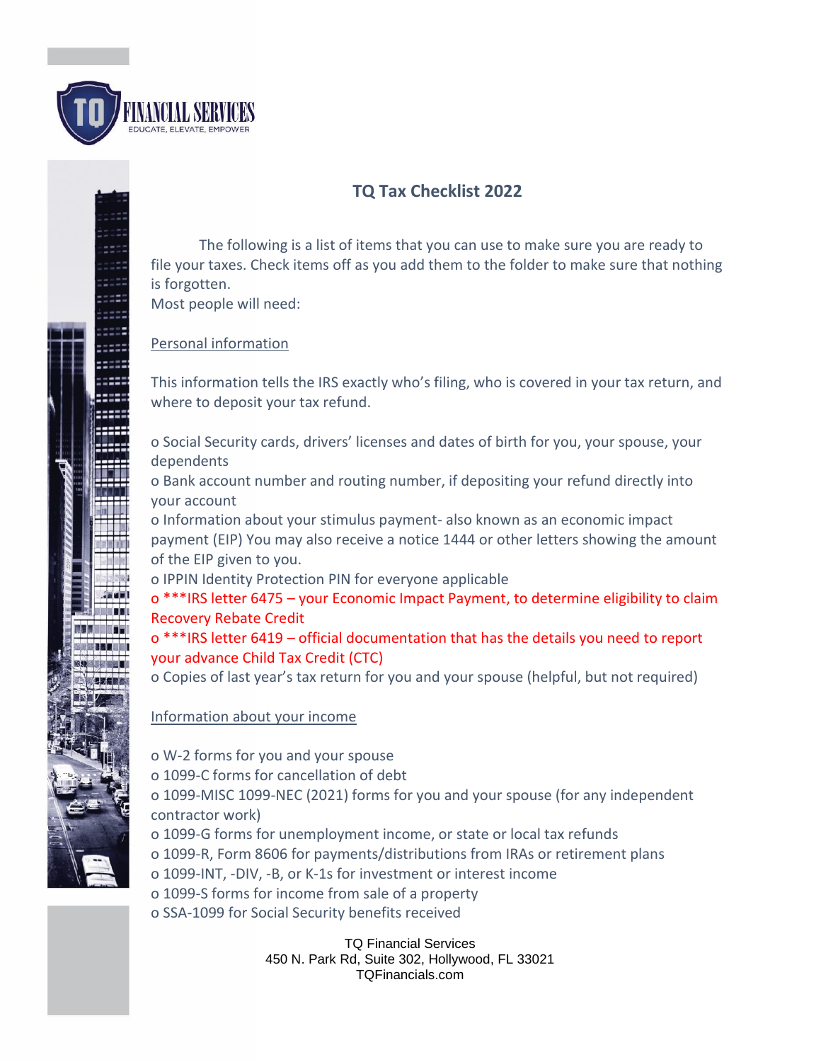FINANCIAL SERVICES
EDUCATE, ELEVATE, EMPOWER

# TQ Tax Checklist 2022

The following is a list of items that you can use to make sure you are ready to file your taxes. Check items off as you add them to the folder to make sure that nothing is forgotten.

Most people will need:

## Personal information

This information tells the IRS exactly who's filing, who is covered in your tax return, and where to deposit your tax refund.

- o Social Security cards, drivers' licenses and dates of birth for you, your spouse, your dependents
- o Bank account number and routing number, if depositing your refund directly into your account
- o Information about your stimulus payment- also known as an economic impact payment (EIP) You may also receive a notice 1444 or other letters showing the amount of the EIP given to you.
- o IPPIN Identity Protection PIN for everyone applicable
- o ***IRS letter 6475 – your Economic Impact Payment, to determine eligibility to claim Recovery Rebate Credit
- o ***IRS letter 6419 – official documentation that has the details you need to report your advance Child Tax Credit (CTC)
- o Copies of last year's tax return for you and your spouse (helpful, but not required)

## Information about your income

- o W-2 forms for you and your spouse
- o 1099-C forms for cancellation of debt
- o 1099-MISC 1099-NEC (2021) forms for you and your spouse (for any independent contractor work)
- o 1099-G forms for unemployment income, or state or local tax refunds
- o 1099-R, Form 8606 for payments/distributions from IRAs or retirement plans
- o 1099-INT, -DIV, -B, or K-1s for investment or interest income
- o 1099-S forms for income from sale of a property
- o SSA-1099 for Social Security benefits received

TQ Financial Services
450 N. Park Rd, Suite 302, Hollywood, FL 33021
TQFinancials.com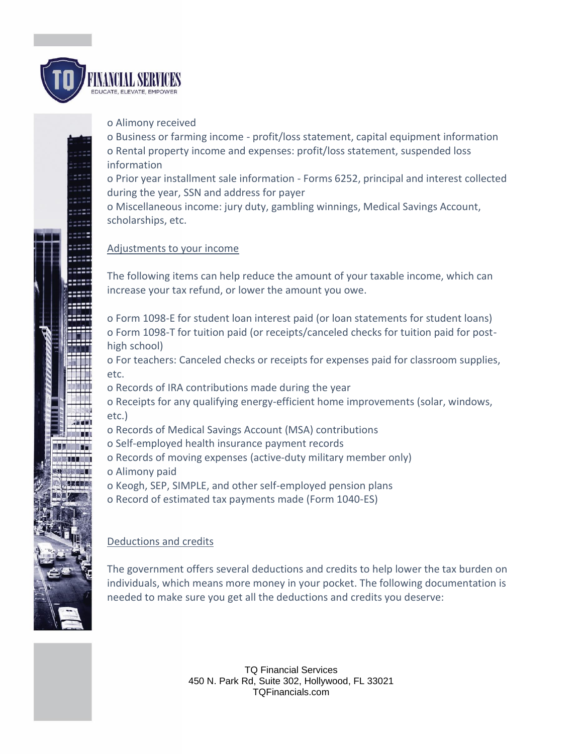o Alimony received

o Business or farming income - profit/loss statement, capital equipment information

o Rental property income and expenses: profit/loss statement, suspended loss information

o Prior year installment sale information - Forms 6252, principal and interest collected during the year, SSN and address for payer

o Miscellaneous income: jury duty, gambling winnings, Medical Savings Account, scholarships, etc.

## Adjustments to your income

The following items can help reduce the amount of your taxable income, which can increase your tax refund, or lower the amount you owe.

o Form 1098-E for student loan interest paid (or loan statements for student loans)

o Form 1098-T for tuition paid (or receipts/canceled checks for tuition paid for post-high school)

o For teachers: Canceled checks or receipts for expenses paid for classroom supplies, etc.

o Records of IRA contributions made during the year

o Receipts for any qualifying energy-efficient home improvements (solar, windows, etc.)

o Records of Medical Savings Account (MSA) contributions

o Self-employed health insurance payment records

o Records of moving expenses (active-duty military member only)

o Alimony paid

o Keogh, SEP, SIMPLE, and other self-employed pension plans

o Record of estimated tax payments made (Form 1040-ES)

## Deductions and credits

The government offers several deductions and credits to help lower the tax burden on individuals, which means more money in your pocket. The following documentation is needed to make sure you get all the deductions and credits you deserve: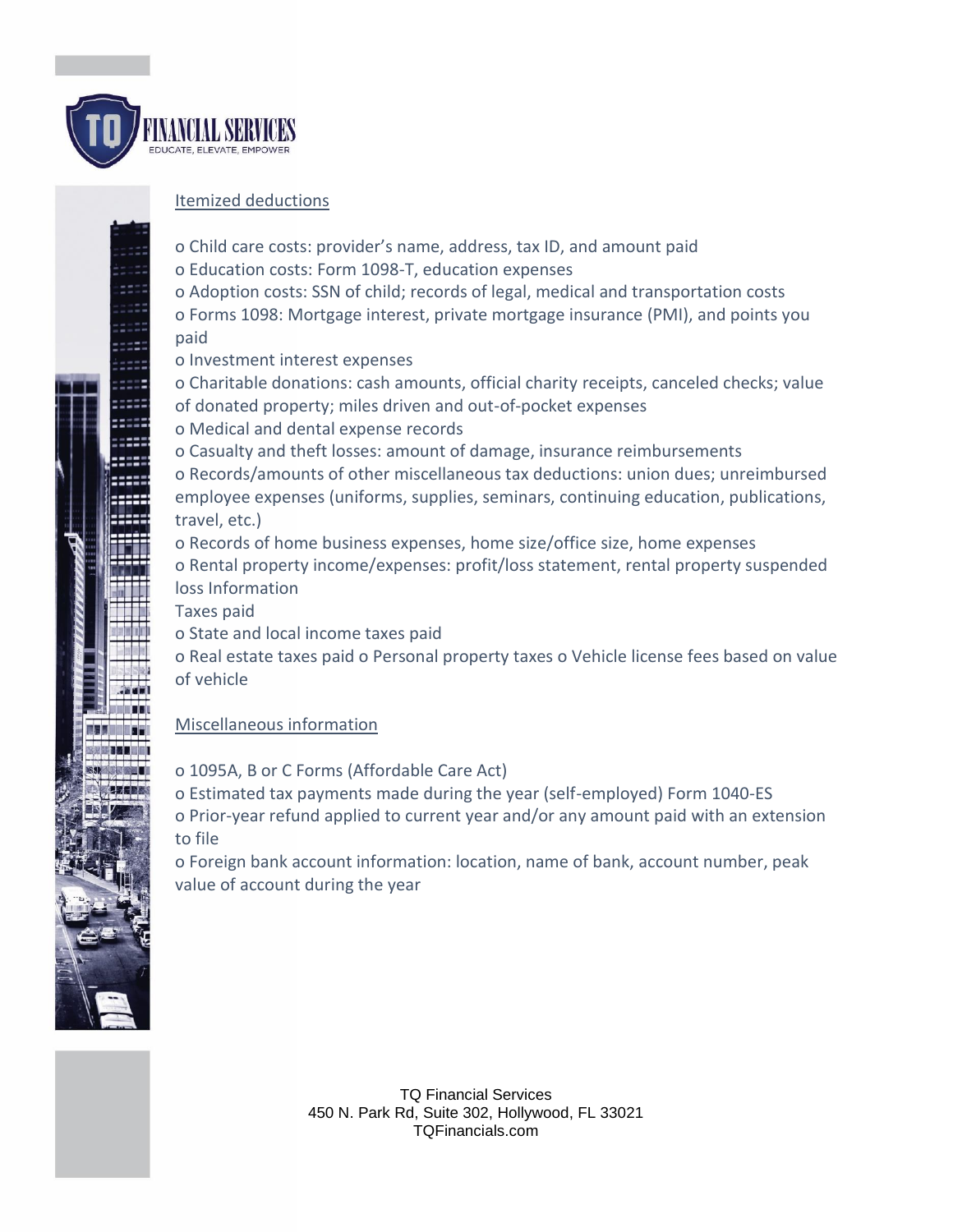Itemized deductions

o Child care costs: provider's name, address, tax ID, and amount paid
o Education costs: Form 1098-T, education expenses
o Adoption costs: SSN of child; records of legal, medical and transportation costs
o Forms 1098: Mortgage interest, private mortgage insurance (PMI), and points you paid
o Investment interest expenses
o Charitable donations: cash amounts, official charity receipts, canceled checks; value of donated property; miles driven and out-of-pocket expenses
o Medical and dental expense records
o Casualty and theft losses: amount of damage, insurance reimbursements
o Records/amounts of other miscellaneous tax deductions: union dues; unreimbursed employee expenses (uniforms, supplies, seminars, continuing education, publications, travel, etc.)
o Records of home business expenses, home size/office size, home expenses
o Rental property income/expenses: profit/loss statement, rental property suspended loss Information
Taxes paid
o State and local income taxes paid
o Real estate taxes paid o Personal property taxes o Vehicle license fees based on value of vehicle

Miscellaneous information

o 1095A, B or C Forms (Affordable Care Act)
o Estimated tax payments made during the year (self-employed) Form 1040-ES
o Prior-year refund applied to current year and/or any amount paid with an extension to file
o Foreign bank account information: location, name of bank, account number, peak value of account during the year

TQ Financial Services
450 N. Park Rd, Suite 302, Hollywood, FL 33021
TQFinancials.com